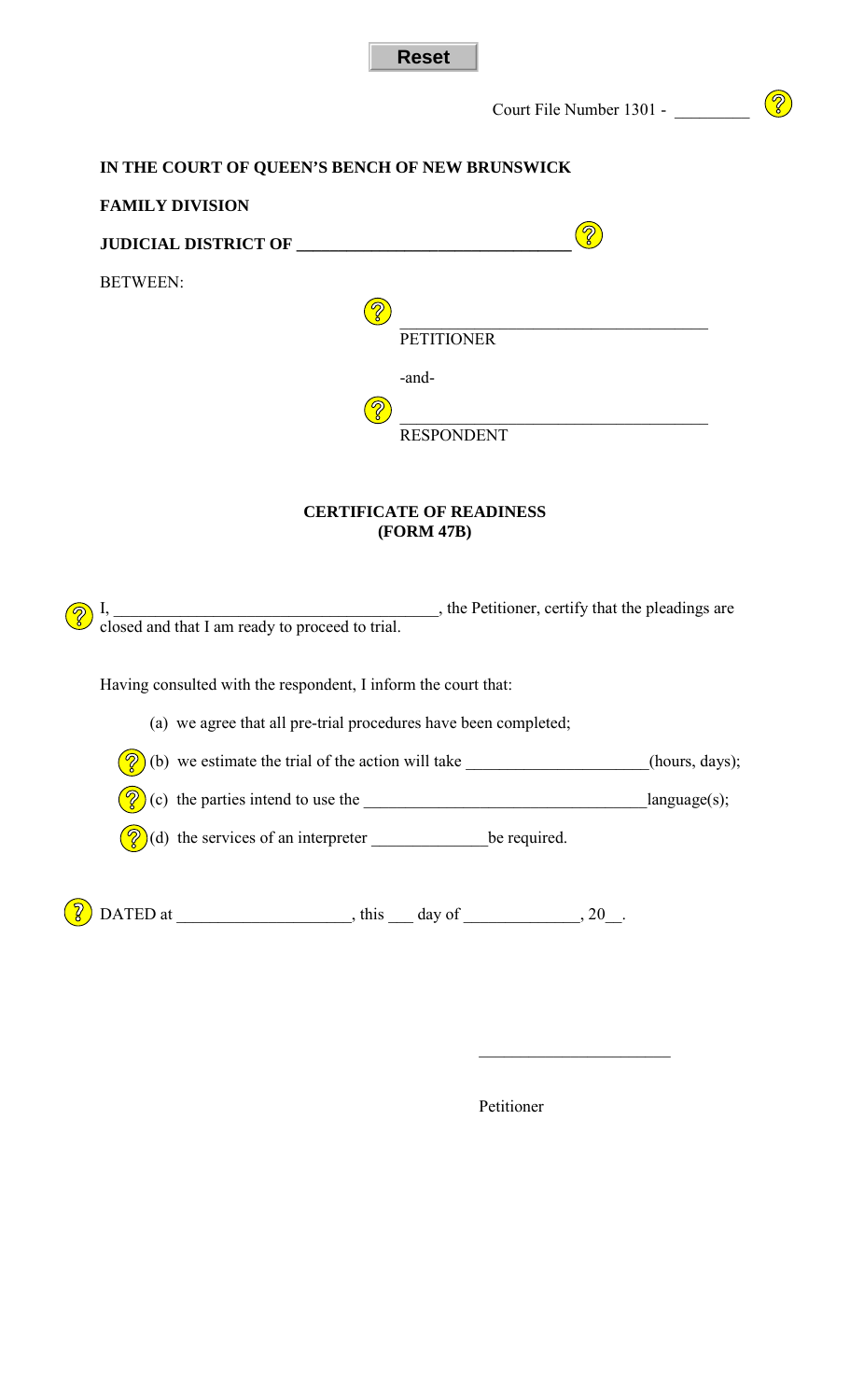Reset

Court File Number 1301 - _________

**IN THE COURT OF QUEEN'S BENCH OF NEW BRUNSWICK**

**FAMILY DIVISION**

**JUDICIAL DISTRICT OF ________________________________**

BETWEEN:

____________________________________
PETITIONER

-and-

____________________________________
RESPONDENT

**CERTIFICATE OF READINESS**
**(FORM 47B)**

I, ______________________________________, the Petitioner, certify that the pleadings are closed and that I am ready to proceed to trial.

Having consulted with the respondent, I inform the court that:

(a) we agree that all pre-trial procedures have been completed;

(b) we estimate the trial of the action will take _____________________(hours, days);

(c) the parties intend to use the ________________________________language(s);

(d) the services of an interpreter ______________be required.

DATED at ____________________, this ___ day of _____________, 20__.

______________________

Petitioner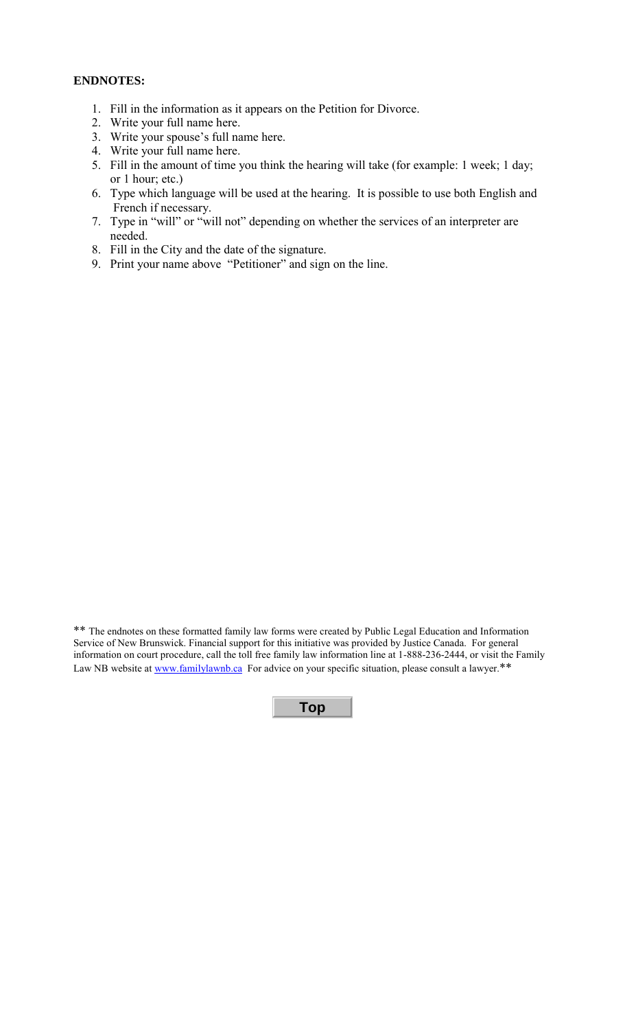**ENDNOTES:**

1. Fill in the information as it appears on the Petition for Divorce.
2. Write your full name here.
3. Write your spouse's full name here.
4. Write your full name here.
5. Fill in the amount of time you think the hearing will take (for example: 1 week; 1 day; or 1 hour; etc.)
6. Type which language will be used at the hearing. It is possible to use both English and French if necessary.
7. Type in "will" or "will not" depending on whether the services of an interpreter are needed.
8. Fill in the City and the date of the signature.
9. Print your name above "Petitioner" and sign on the line.

** The endnotes on these formatted family law forms were created by Public Legal Education and Information Service of New Brunswick. Financial support for this initiative was provided by Justice Canada. For general information on court procedure, call the toll free family law information line at 1-888-236-2444, or visit the Family Law NB website at [www.familylawnb.ca](http://www.familylawnb.ca) For advice on your specific situation, please consult a lawyer.**

Top